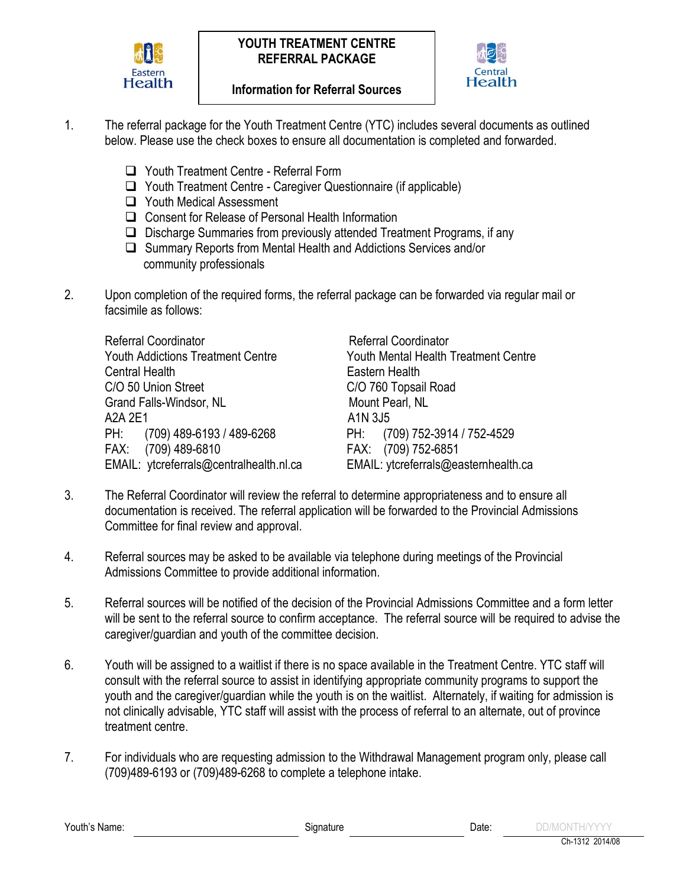Eastern Health

# YOUTH TREATMENT CENTRE REFERRAL PACKAGE

## Information for Referral Sources

Central Health

1. The referral package for the Youth Treatment Centre (YTC) includes several documents as outlined below. Please use the check boxes to ensure all documentation is completed and forwarded.

   - ❑ Youth Treatment Centre - Referral Form
   - ❑ Youth Treatment Centre - Caregiver Questionnaire (if applicable)
   - ❑ Youth Medical Assessment
   - ❑ Consent for Release of Personal Health Information
   - ❑ Discharge Summaries from previously attended Treatment Programs, if any
   - ❑ Summary Reports from Mental Health and Addictions Services and/or community professionals

2. Upon completion of the required forms, the referral package can be forwarded via regular mail or facsimile as follows:

   Referral Coordinator
   Youth Addictions Treatment Centre
   Central Health
   C/O 50 Union Street
   Grand Falls-Windsor, NL
   A2A 2E1
   PH: (709) 489-6193 / 489-6268
   FAX: (709) 489-6810
   EMAIL: ytcreferrals@centralhealth.nl.ca

   Referral Coordinator
   Youth Mental Health Treatment Centre
   Eastern Health
   C/O 760 Topsail Road
   Mount Pearl, NL
   A1N 3J5
   PH: (709) 752-3914 / 752-4529
   FAX: (709) 752-6851
   EMAIL: ytcreferrals@easternhealth.ca

3. The Referral Coordinator will review the referral to determine appropriateness and to ensure all documentation is received. The referral application will be forwarded to the Provincial Admissions Committee for final review and approval.

4. Referral sources may be asked to be available via telephone during meetings of the Provincial Admissions Committee to provide additional information.

5. Referral sources will be notified of the decision of the Provincial Admissions Committee and a form letter will be sent to the referral source to confirm acceptance. The referral source will be required to advise the caregiver/guardian and youth of the committee decision.

6. Youth will be assigned to a waitlist if there is no space available in the Treatment Centre. YTC staff will consult with the referral source to assist in identifying appropriate community programs to support the youth and the caregiver/guardian while the youth is on the waitlist. Alternately, if waiting for admission is not clinically advisable, YTC staff will assist with the process of referral to an alternate, out of province treatment centre.

7. For individuals who are requesting admission to the Withdrawal Management program only, please call (709)489-6193 or (709)489-6268 to complete a telephone intake.

Youth's Name: ____________________ Signature ____________________ Date: DD/MONTH/YYYY

Ch-1312 2014/08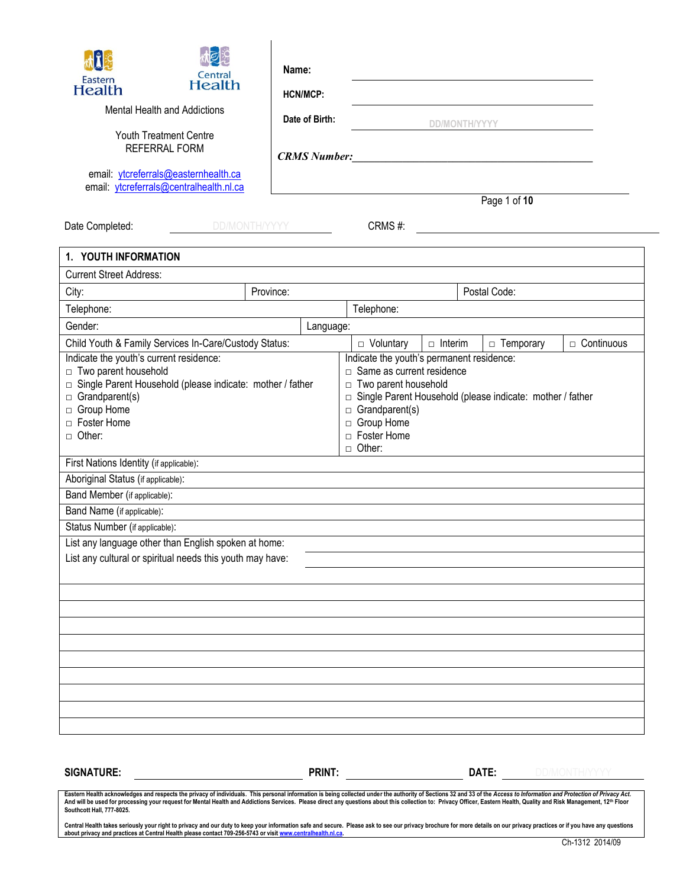Eastern Health Central Health

Mental Health and Addictions

Youth Treatment Centre
REFERRAL FORM

email: ytcreferrals@easternhealth.ca
email: ytcreferrals@centralhealth.nl.ca

**Name:** \_\_\_\_\_\_\_\_\_\_\_\_\_\_\_\_\_\_\_\_\_\_\_\_\_\_\_\_\_\_\_\_

**HCN/MCP:** \_\_\_\_\_\_\_\_\_\_\_\_\_\_\_\_\_\_\_\_\_\_\_\_\_\_\_\_\_\_\_\_

**Date of Birth:** DD/MONTH/YYYY

***CRMS Number:*** \_\_\_\_\_\_\_\_\_\_\_\_\_\_\_\_\_\_\_\_\_\_\_\_\_\_\_\_\_\_\_\_

Date Completed: DD/MONTH/YYYY CRMS #: \_\_\_\_\_\_\_\_\_\_\_\_\_\_\_\_

## 1. YOUTH INFORMATION

| | | | |
|---|---|---|---|
| Current Street Address: | | | |
| City: | Province: | | Postal Code: |
| Telephone: | | Telephone: | |
| Gender: | Language: | | |
| Child Youth & Family Services In-Care/Custody Status: | □ Voluntary | □ Interim | □ Temporary □ Continuous |

| Indicate the youth's current residence: | Indicate the youth's permanent residence: |
|---|---|
| □ Two parent household | □ Same as current residence |
| □ Single Parent Household (please indicate: mother / father | □ Two parent household |
| □ Grandparent(s) | □ Single Parent Household (please indicate: mother / father |
| □ Group Home | □ Grandparent(s) |
| □ Foster Home | □ Group Home |
| □ Other: | □ Foster Home |
| | □ Other: |

| |
|---|
| First Nations Identity (if applicable): |
| Aboriginal Status (if applicable): |
| Band Member (if applicable): |
| Band Name (if applicable): |
| Status Number (if applicable): |
| List any language other than English spoken at home: |
| List any cultural or spiritual needs this youth may have: |
| |
| |
| |
| |
| |
| |
| |
| |
| |
| |

**SIGNATURE:** \_\_\_\_\_\_\_\_\_\_\_\_\_\_\_\_ **PRINT:** \_\_\_\_\_\_\_\_\_\_\_\_\_\_\_\_ **DATE:** DD/MONTH/YYYY

Eastern Health acknowledges and respects the privacy of individuals. This personal information is being collected under the authority of Sections 32 and 33 of the *Access to Information and Protection of Privacy Act.* And will be used for processing your request for Mental Health and Addictions Services. Please direct any questions about this collection to: Privacy Officer, Eastern Health, Quality and Risk Management, 12th Floor Southcott Hall, 777-8025.

Central Health takes seriously your right to privacy and our duty to keep your information safe and secure. Please ask to see our privacy brochure for more details on our privacy practices or if you have any questions about privacy and practices at Central Health please contact 709-256-5743 or visit www.centralhealth.nl.ca.

Ch-1312 2014/09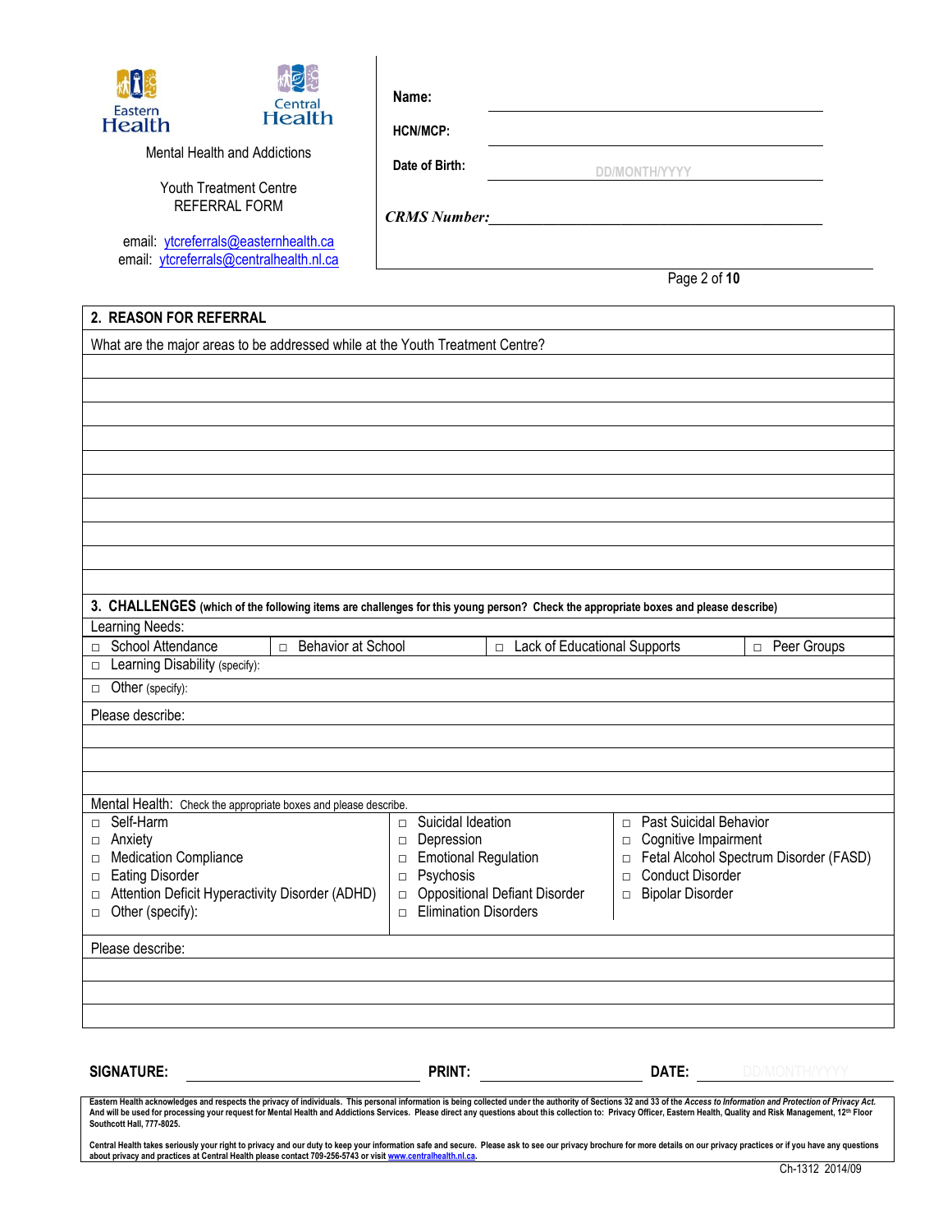Eastern Health · Central Health

Mental Health and Addictions

Youth Treatment Centre
REFERRAL FORM

email: ytcreferrals@easternhealth.ca
email: ytcreferrals@centralhealth.nl.ca

**Name:** ______________________________

**HCN/MCP:** ______________________________

**Date of Birth:** DD/MONTH/YYYY

***CRMS Number:*** ______________________________

## 2. REASON FOR REFERRAL

What are the major areas to be addressed while at the Youth Treatment Centre?

## 3. CHALLENGES (which of the following items are challenges for this young person? Check the appropriate boxes and please describe)

Learning Needs:

- ☐ School Attendance
- ☐ Behavior at School
- ☐ Lack of Educational Supports
- ☐ Peer Groups
- ☐ Learning Disability (specify):
- ☐ Other (specify):

Please describe:

Mental Health: Check the appropriate boxes and please describe.

- ☐ Self-Harm
- ☐ Anxiety
- ☐ Medication Compliance
- ☐ Eating Disorder
- ☐ Attention Deficit Hyperactivity Disorder (ADHD)
- ☐ Other (specify):
- ☐ Suicidal Ideation
- ☐ Depression
- ☐ Emotional Regulation
- ☐ Psychosis
- ☐ Oppositional Defiant Disorder
- ☐ Elimination Disorders
- ☐ Past Suicidal Behavior
- ☐ Cognitive Impairment
- ☐ Fetal Alcohol Spectrum Disorder (FASD)
- ☐ Conduct Disorder
- ☐ Bipolar Disorder

Please describe:

**SIGNATURE:** ______________ **PRINT:** ______________ **DATE:** DD/MONTH/YYYY

Eastern Health acknowledges and respects the privacy of individuals. This personal information is being collected under the authority of Sections 32 and 33 of the *Access to Information and Protection of Privacy Act*. And will be used for processing your request for Mental Health and Addictions Services. Please direct any questions about this collection to: Privacy Officer, Eastern Health, Quality and Risk Management, 12th Floor Southcott Hall, 777-8025.

Central Health takes seriously your right to privacy and our duty to keep your information safe and secure. Please ask to see our privacy brochure for more details on our privacy practices or if you have any questions about privacy and practices at Central Health please contact 709-256-5743 or visit www.centralhealth.nl.ca.

Ch-1312 2014/09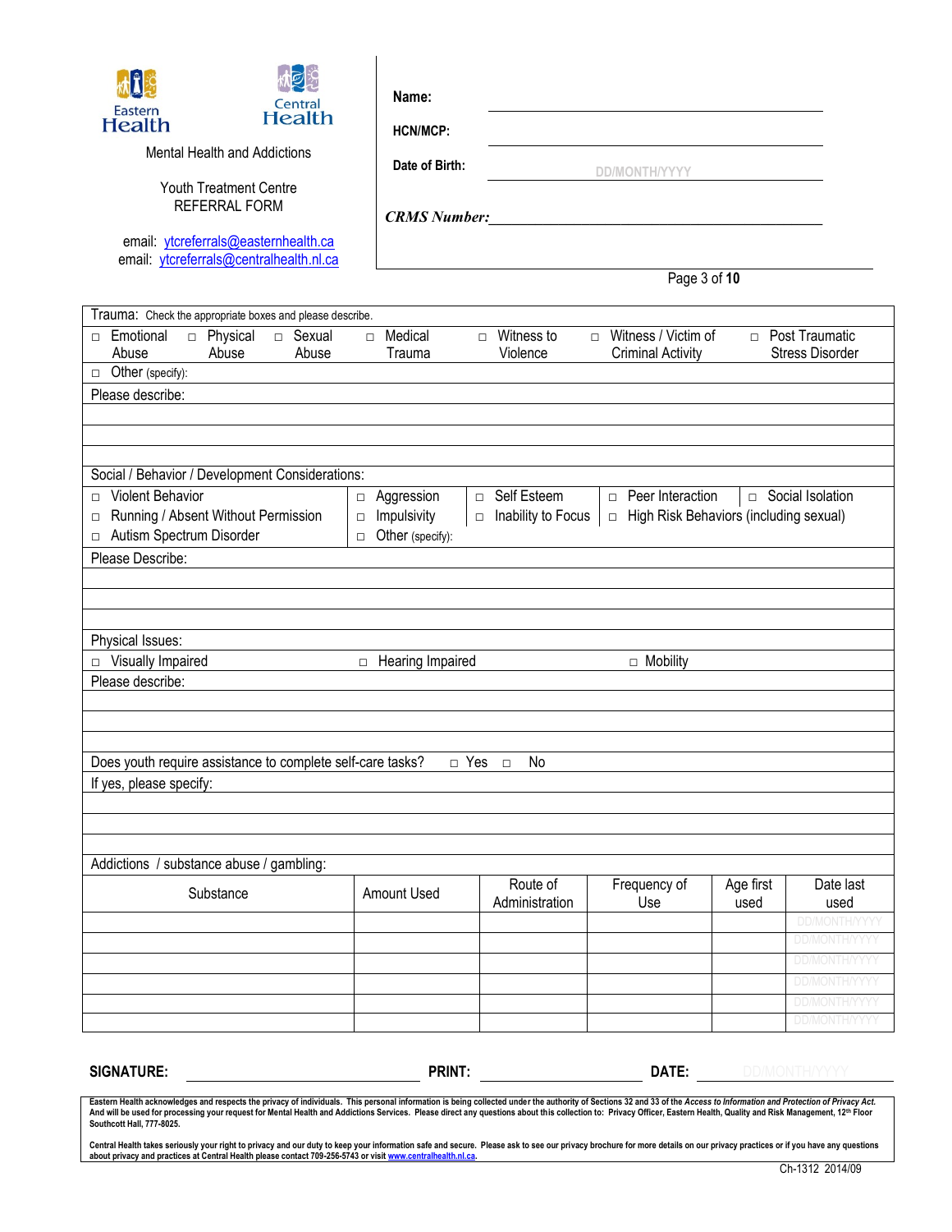Eastern Health

Central Health

Mental Health and Addictions

Youth Treatment Centre
REFERRAL FORM

email: ytcreferrals@easternhealth.ca
email: ytcreferrals@centralhealth.nl.ca

**Name:** ____________________

**HCN/MCP:** ____________________

**Date of Birth:** DD/MONTH/YYYY

***CRMS Number:*** ____________________

Trauma: Check the appropriate boxes and please describe.

□ Emotional Abuse □ Physical Abuse □ Sexual Abuse □ Medical Trauma □ Witness to Violence □ Witness / Victim of Criminal Activity □ Post Traumatic Stress Disorder

□ Other (specify):

Please describe:

Social / Behavior / Development Considerations:

□ Violent Behavior □ Aggression □ Self Esteem □ Peer Interaction □ Social Isolation

□ Running / Absent Without Permission □ Impulsivity □ Inability to Focus □ High Risk Behaviors (including sexual)

□ Autism Spectrum Disorder □ Other (specify):

Please Describe:

Physical Issues:

□ Visually Impaired □ Hearing Impaired □ Mobility

Please describe:

Does youth require assistance to complete self-care tasks? □ Yes □ No

If yes, please specify:

Addictions / substance abuse / gambling:

| Substance | Amount Used | Route of Administration | Frequency of Use | Age first used | Date last used |
|---|---|---|---|---|---|
| | | | | | DD/MONTH/YYYY |
| | | | | | DD/MONTH/YYYY |
| | | | | | DD/MONTH/YYYY |
| | | | | | DD/MONTH/YYYY |
| | | | | | DD/MONTH/YYYY |
| | | | | | DD/MONTH/YYYY |

**SIGNATURE:** ____________________ **PRINT:** ____________________ **DATE:** DD/MONTH/YYYY

**Eastern Health acknowledges and respects the privacy of individuals. This personal information is being collected under the authority of Sections 32 and 33 of the *Access to Information and Protection of Privacy Act*. And will be used for processing your request for Mental Health and Addictions Services. Please direct any questions about this collection to: Privacy Officer, Eastern Health, Quality and Risk Management, 12th Floor Southcott Hall, 777-8025.**

**Central Health takes seriously your right to privacy and our duty to keep your information safe and secure. Please ask to see our privacy brochure for more details on our privacy practices or if you have any questions about privacy and practices at Central Health please contact 709-256-5743 or visit www.centralhealth.nl.ca.**

Ch-1312 2014/09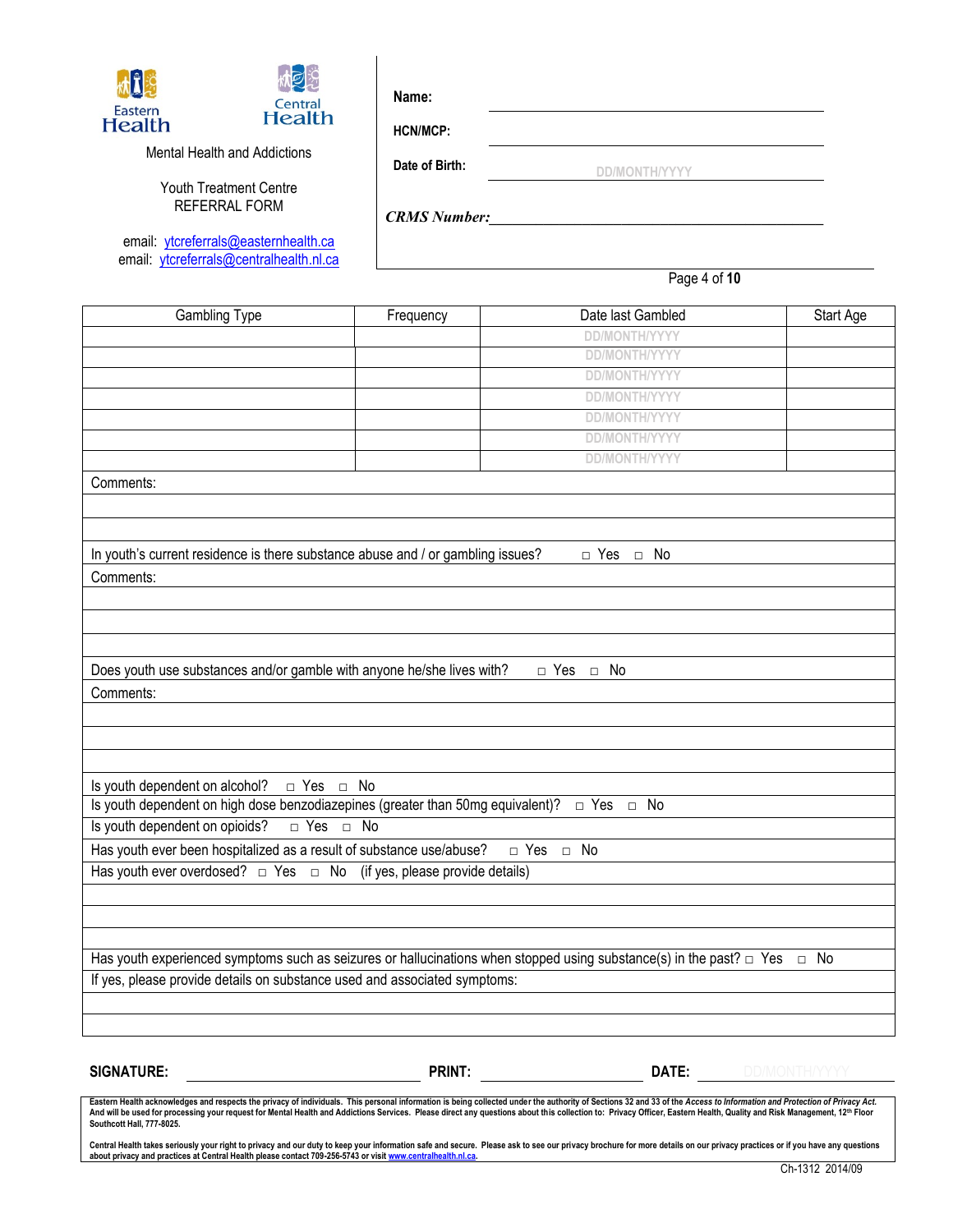Eastern Health | Central Health

Mental Health and Addictions

Youth Treatment Centre
REFERRAL FORM

email: ytcreferrals@easternhealth.ca
email: ytcreferrals@centralhealth.nl.ca

**Name:** ______________________

**HCN/MCP:** ______________________

**Date of Birth:** DD/MONTH/YYYY

***CRMS Number:*** ______________________

| Gambling Type | Frequency | Date last Gambled | Start Age |
|---|---|---|---|
| | | DD/MONTH/YYYY | |
| | | DD/MONTH/YYYY | |
| | | DD/MONTH/YYYY | |
| | | DD/MONTH/YYYY | |
| | | DD/MONTH/YYYY | |
| | | DD/MONTH/YYYY | |
| | | DD/MONTH/YYYY | |

Comments:

In youth's current residence is there substance abuse and / or gambling issues? □ Yes □ No

Comments:

Does youth use substances and/or gamble with anyone he/she lives with? □ Yes □ No

Comments:

Is youth dependent on alcohol? □ Yes □ No

Is youth dependent on high dose benzodiazepines (greater than 50mg equivalent)? □ Yes □ No

Is youth dependent on opioids? □ Yes □ No

Has youth ever been hospitalized as a result of substance use/abuse? □ Yes □ No

Has youth ever overdosed? □ Yes □ No (if yes, please provide details)

Has youth experienced symptoms such as seizures or hallucinations when stopped using substance(s) in the past? □ Yes □ No

If yes, please provide details on substance used and associated symptoms:

**SIGNATURE:** ______________ **PRINT:** ______________ **DATE:** DD/MONTH/YYYY

Eastern Health acknowledges and respects the privacy of individuals. This personal information is being collected under the authority of Sections 32 and 33 of the *Access to Information and Protection of Privacy Act.* And will be used for processing your request for Mental Health and Addictions Services. Please direct any questions about this collection to: Privacy Officer, Eastern Health, Quality and Risk Management, 12th Floor Southcott Hall, 777-8025.

Central Health takes seriously your right to privacy and our duty to keep your information safe and secure. Please ask to see our privacy brochure for more details on our privacy practices or if you have any questions about privacy and practices at Central Health please contact 709-256-5743 or visit www.centralhealth.nl.ca.

Ch-1312 2014/09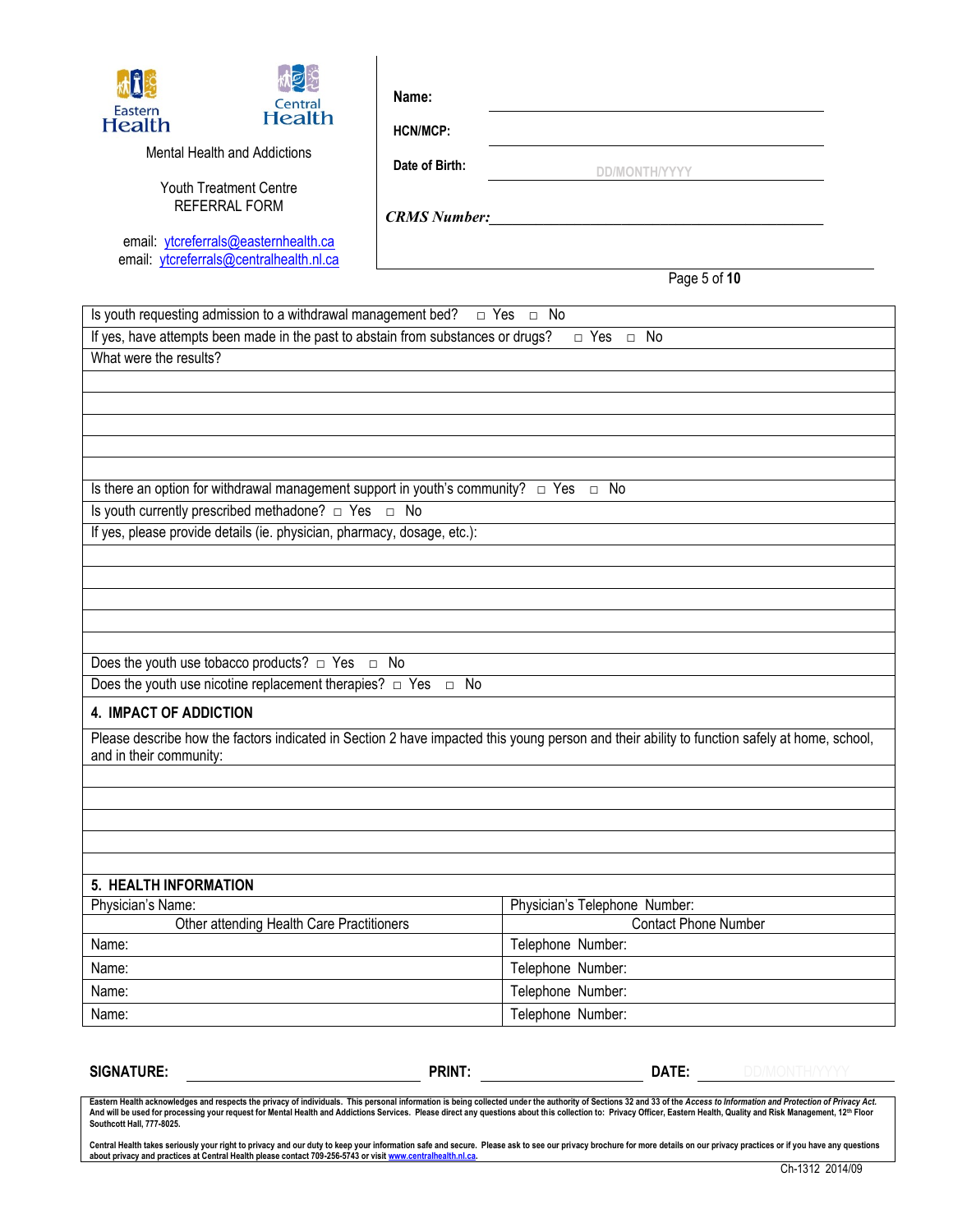Eastern Health | Central Health

Mental Health and Addictions

Youth Treatment Centre
REFERRAL FORM

email: ytcreferrals@easternhealth.ca
email: ytcreferrals@centralhealth.nl.ca

**Name:** ______________________

**HCN/MCP:** ______________________

**Date of Birth:** DD/MONTH/YYYY

***CRMS Number:*** ______________________

Is youth requesting admission to a withdrawal management bed? □ Yes □ No

If yes, have attempts been made in the past to abstain from substances or drugs? □ Yes □ No

What were the results?

Is there an option for withdrawal management support in youth's community? □ Yes □ No

Is youth currently prescribed methadone? □ Yes □ No

If yes, please provide details (ie. physician, pharmacy, dosage, etc.):

Does the youth use tobacco products? □ Yes □ No

Does the youth use nicotine replacement therapies? □ Yes □ No

## 4. IMPACT OF ADDICTION

Please describe how the factors indicated in Section 2 have impacted this young person and their ability to function safely at home, school, and in their community:

## 5. HEALTH INFORMATION

| Physician's Name: | Physician's Telephone Number: |
|---|---|
| Other attending Health Care Practitioners | Contact Phone Number |
| Name: | Telephone Number: |
| Name: | Telephone Number: |
| Name: | Telephone Number: |
| Name: | Telephone Number: |

**SIGNATURE:** ______________ **PRINT:** ______________ **DATE:** DD/MONTH/YYYY

Eastern Health acknowledges and respects the privacy of individuals. This personal information is being collected under the authority of Sections 32 and 33 of the *Access to Information and Protection of Privacy Act.* And will be used for processing your request for Mental Health and Addictions Services. Please direct any questions about this collection to: Privacy Officer, Eastern Health, Quality and Risk Management, 12th Floor Southcott Hall, 777-8025.

Central Health takes seriously your right to privacy and our duty to keep your information safe and secure. Please ask to see our privacy brochure for more details on our privacy practices or if you have any questions about privacy and practices at Central Health please contact 709-256-5743 or visit www.centralhealth.nl.ca.

Ch-1312 2014/09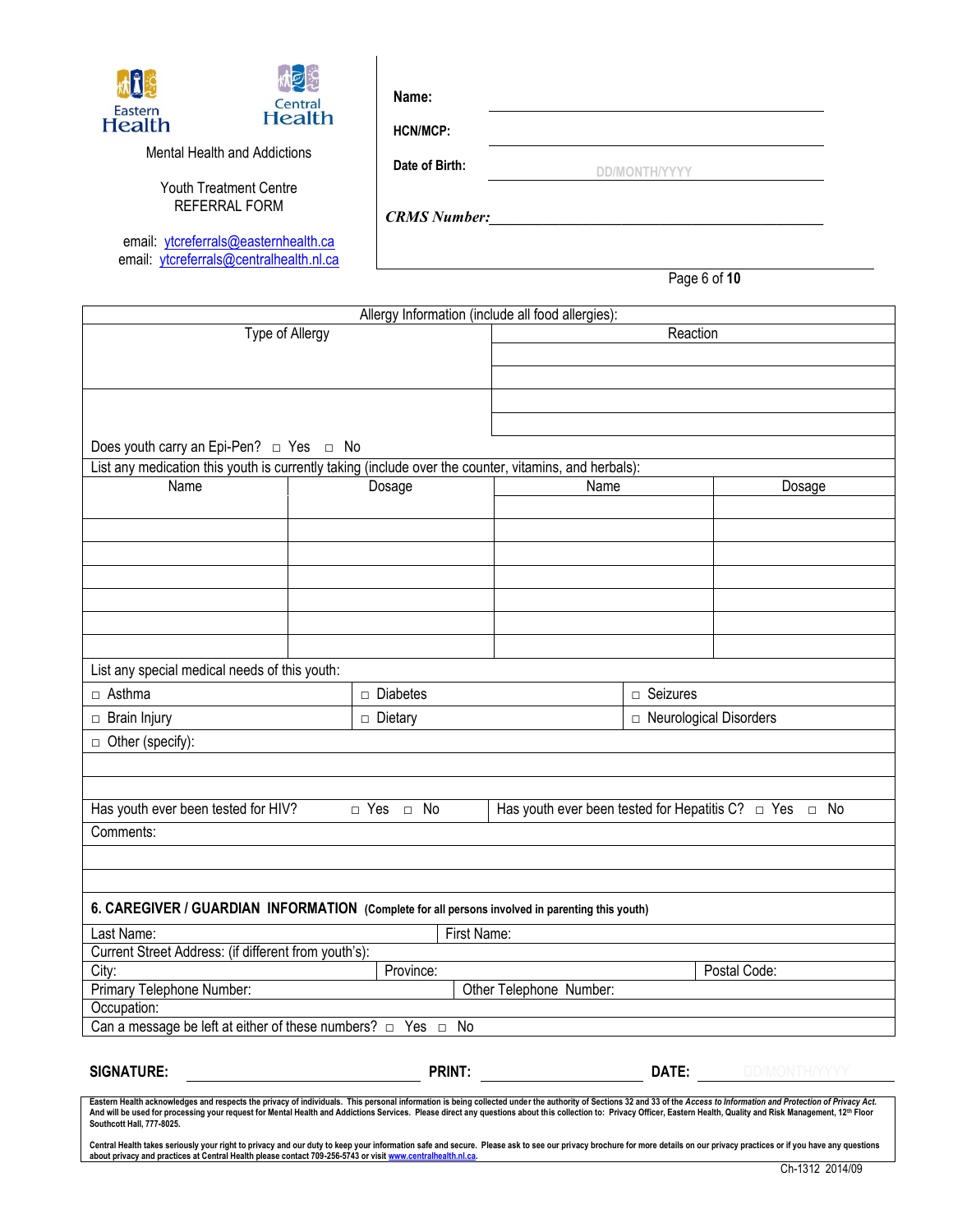Eastern Health Central Health

Mental Health and Addictions

Youth Treatment Centre
REFERRAL FORM

email: ytcreferrals@easternhealth.ca
email: ytcreferrals@centralhealth.nl.ca

**Name:** ______________________

**HCN/MCP:** ______________________

**Date of Birth:** DD/MONTH/YYYY

***CRMS Number:*** ______________________

| Allergy Information (include all food allergies): | |
|---|---|
| Type of Allergy | Reaction |
| | |
| | |
| | |
| | |

Does youth carry an Epi-Pen? □ Yes □ No

List any medication this youth is currently taking (include over the counter, vitamins, and herbals):

| Name | Dosage | Name | Dosage |
|---|---|---|---|
| | | | |
| | | | |
| | | | |
| | | | |
| | | | |
| | | | |
| | | | |

List any special medical needs of this youth:

| | | |
|---|---|---|
| □ Asthma | □ Diabetes | □ Seizures |
| □ Brain Injury | □ Dietary | □ Neurological Disorders |
| □ Other (specify): | | |

Has youth ever been tested for HIV? □ Yes □ No

Has youth ever been tested for Hepatitis C? □ Yes □ No

Comments:

## 6. CAREGIVER / GUARDIAN INFORMATION (Complete for all persons involved in parenting this youth)

| | | |
|---|---|---|
| Last Name: | First Name: | |
| Current Street Address: (if different from youth's): | | |
| City: | Province: | Postal Code: |
| Primary Telephone Number: | Other Telephone Number: | |
| Occupation: | | |
| Can a message be left at either of these numbers? □ Yes □ No | | |

**SIGNATURE:** ______________ **PRINT:** ______________ **DATE:** DD/MONTH/YYYY

Eastern Health acknowledges and respects the privacy of individuals. This personal information is being collected under the authority of Sections 32 and 33 of the *Access to Information and Protection of Privacy Act*. And will be used for processing your request for Mental Health and Addictions Services. Please direct any questions about this collection to: Privacy Officer, Eastern Health, Quality and Risk Management, 12th Floor Southcott Hall, 777-8025.

Central Health takes seriously your right to privacy and our duty to keep your information safe and secure. Please ask to see our privacy brochure for more details on our privacy practices or if you have any questions about privacy and practices at Central Health please contact 709-256-5743 or visit www.centralhealth.nl.ca.

Ch-1312 2014/09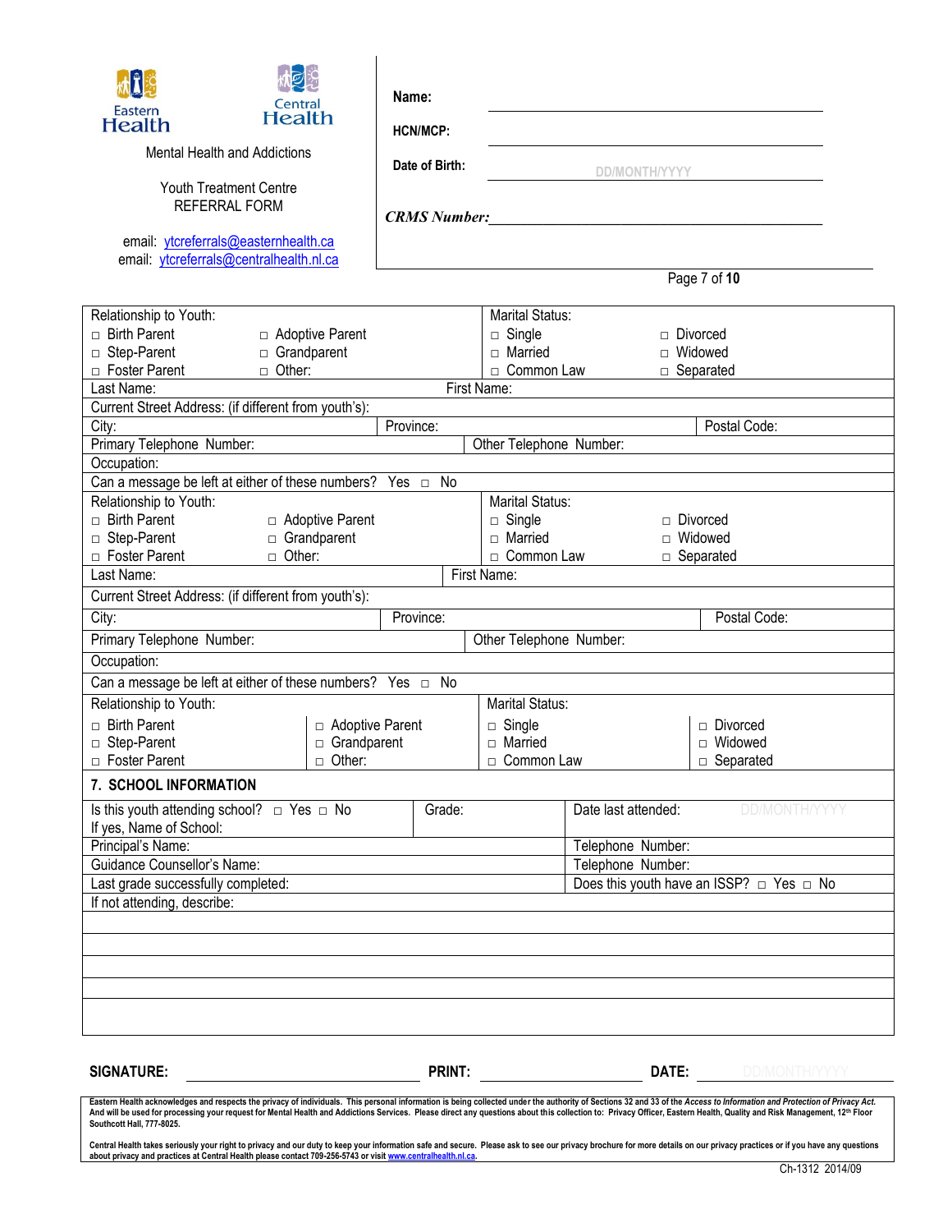Eastern Health

Central Health

Mental Health and Addictions

Youth Treatment Centre
REFERRAL FORM

email: ytcreferrals@easternhealth.ca
email: ytcreferrals@centralhealth.nl.ca

**Name:** ______________________

**HCN/MCP:** ______________________

**Date of Birth:** DD/MONTH/YYYY

***CRMS Number:*** ______________________

| Relationship to Youth: | | Marital Status: | |
|---|---|---|---|
| □ Birth Parent | □ Adoptive Parent | □ Single | □ Divorced |
| □ Step-Parent | □ Grandparent | □ Married | □ Widowed |
| □ Foster Parent | □ Other: | □ Common Law | □ Separated |
| Last Name: | | First Name: | |
| Current Street Address: (if different from youth's): | | | |
| City: | Province: | | Postal Code: |
| Primary Telephone Number: | | Other Telephone Number: | |
| Occupation: | | | |
| Can a message be left at either of these numbers? Yes □ No | | | |
| Relationship to Youth: | | Marital Status: | |
| □ Birth Parent | □ Adoptive Parent | □ Single | □ Divorced |
| □ Step-Parent | □ Grandparent | □ Married | □ Widowed |
| □ Foster Parent | □ Other: | □ Common Law | □ Separated |
| Last Name: | | First Name: | |
| Current Street Address: (if different from youth's): | | | |
| City: | Province: | | Postal Code: |
| Primary Telephone Number: | | Other Telephone Number: | |
| Occupation: | | | |
| Can a message be left at either of these numbers? Yes □ No | | | |
| Relationship to Youth: | | Marital Status: | |
| □ Birth Parent | □ Adoptive Parent | □ Single | □ Divorced |
| □ Step-Parent | □ Grandparent | □ Married | □ Widowed |
| □ Foster Parent | □ Other: | □ Common Law | □ Separated |

## 7. SCHOOL INFORMATION

| | | |
|---|---|---|
| Is this youth attending school? □ Yes □ No<br>If yes, Name of School: | Grade: | Date last attended: DD/MONTH/YYYY |
| Principal's Name: | | Telephone Number: |
| Guidance Counsellor's Name: | | Telephone Number: |
| Last grade successfully completed: | | Does this youth have an ISSP? □ Yes □ No |
| If not attending, describe: | | |
| | | |
| | | |
| | | |
| | | |
| | | |

**SIGNATURE:** ______________________ **PRINT:** ______________________ **DATE:** DD/MONTH/YYYY

Eastern Health acknowledges and respects the privacy of individuals. This personal information is being collected under the authority of Sections 32 and 33 of the *Access to Information and Protection of Privacy Act.* And will be used for processing your request for Mental Health and Addictions Services. Please direct any questions about this collection to: Privacy Officer, Eastern Health, Quality and Risk Management, 12th Floor Southcott Hall, 777-8025.

Central Health takes seriously your right to privacy and our duty to keep your information safe and secure. Please ask to see our privacy brochure for more details on our privacy practices or if you have any questions about privacy and practices at Central Health please contact 709-256-5743 or visit www.centralhealth.nl.ca.

Ch-1312 2014/09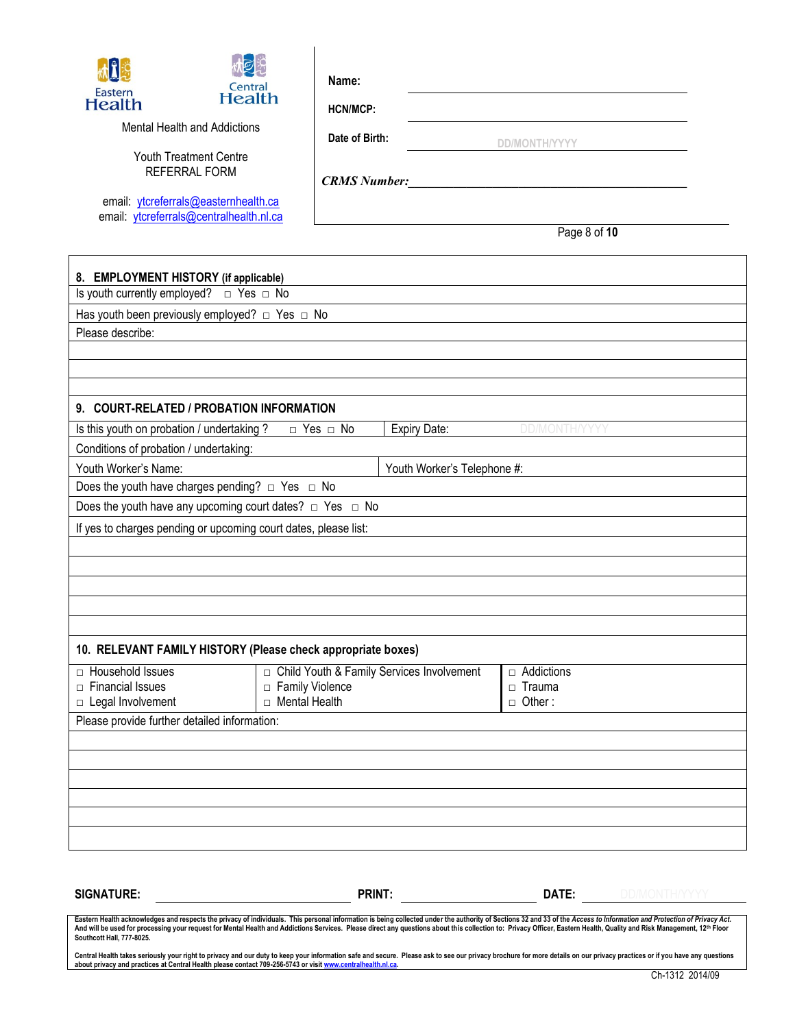Eastern Health    Central Health

Mental Health and Addictions

Youth Treatment Centre
REFERRAL FORM

email: ytcreferrals@easternhealth.ca
email: ytcreferrals@centralhealth.nl.ca

**Name:** ______________________

**HCN/MCP:** ______________________

**Date of Birth:** DD/MONTH/YYYY

***CRMS Number:*** ______________________

## 8. EMPLOYMENT HISTORY (if applicable)

Is youth currently employed? □ Yes □ No

Has youth been previously employed? □ Yes □ No

Please describe:

## 9. COURT-RELATED / PROBATION INFORMATION

| Is this youth on probation / undertaking ? □ Yes □ No | Expiry Date: DD/MONTH/YYYY |
|---|---|

Conditions of probation / undertaking:

| Youth Worker's Name: | Youth Worker's Telephone #: |
|---|---|

Does the youth have charges pending? □ Yes □ No

Does the youth have any upcoming court dates? □ Yes □ No

If yes to charges pending or upcoming court dates, please list:

## 10. RELEVANT FAMILY HISTORY (Please check appropriate boxes)

| | | |
|---|---|---|
| □ Household Issues | □ Child Youth & Family Services Involvement | □ Addictions |
| □ Financial Issues | □ Family Violence | □ Trauma |
| □ Legal Involvement | □ Mental Health | □ Other : |

Please provide further detailed information:

**SIGNATURE:** ______________ **PRINT:** ______________ **DATE:** DD/MONTH/YYYY

Eastern Health acknowledges and respects the privacy of individuals. This personal information is being collected under the authority of Sections 32 and 33 of the *Access to Information and Protection of Privacy Act.* And will be used for processing your request for Mental Health and Addictions Services. Please direct any questions about this collection to: Privacy Officer, Eastern Health, Quality and Risk Management, 12th Floor Southcott Hall, 777-8025.

Central Health takes seriously your right to privacy and our duty to keep your information safe and secure. Please ask to see our privacy brochure for more details on our privacy practices or if you have any questions about privacy and practices at Central Health please contact 709-256-5743 or visit www.centralhealth.nl.ca.

Ch-1312 2014/09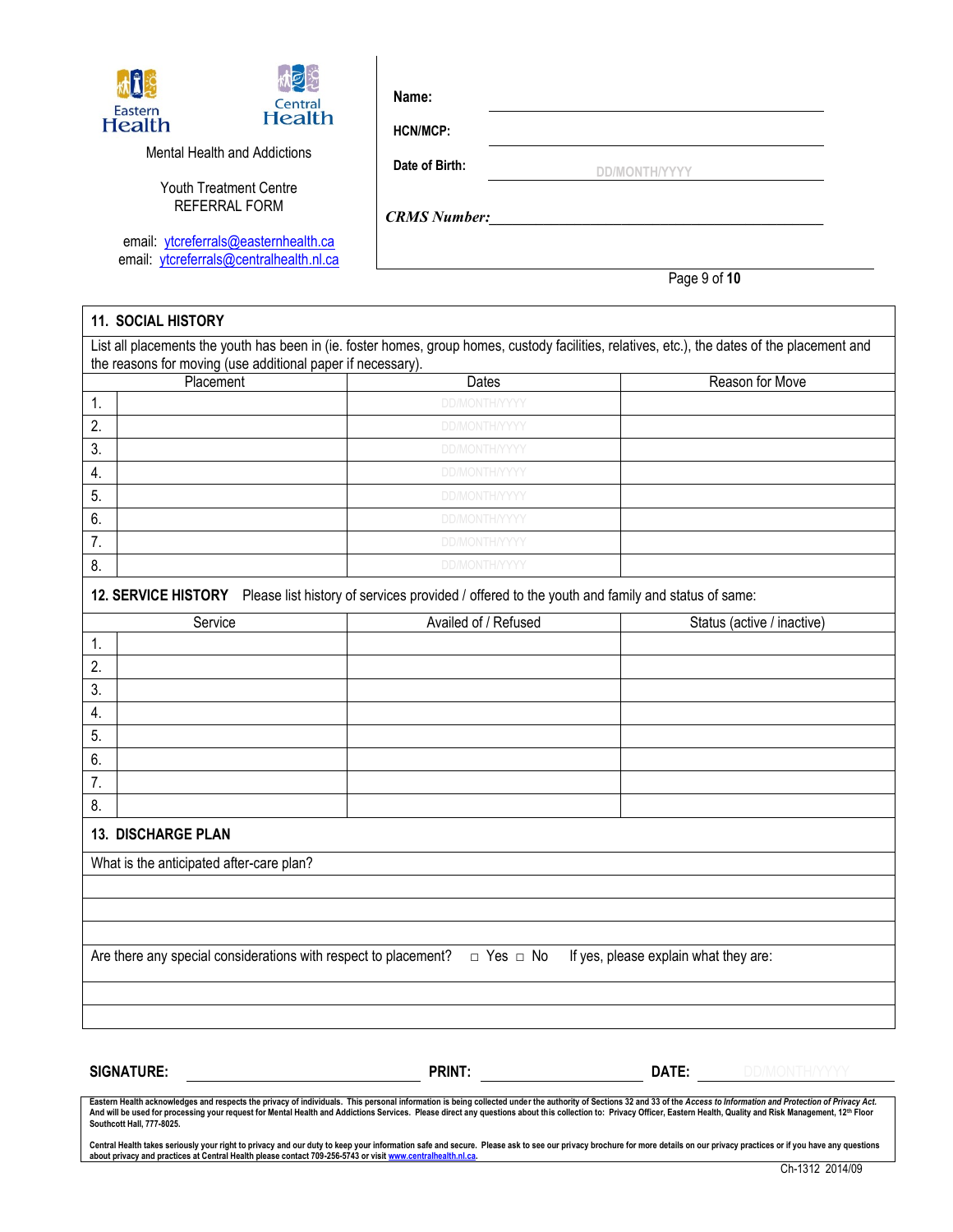Eastern Health

Central Health

Mental Health and Addictions

Youth Treatment Centre
REFERRAL FORM

email: ytcreferrals@easternhealth.ca
email: ytcreferrals@centralhealth.nl.ca

**Name:** ____________________

**HCN/MCP:** ____________________

**Date of Birth:** DD/MONTH/YYYY

***CRMS Number:*** ____________________

## 11. SOCIAL HISTORY

List all placements the youth has been in (ie. foster homes, group homes, custody facilities, relatives, etc.), the dates of the placement and the reasons for moving (use additional paper if necessary).

| | Placement | Dates | Reason for Move |
|---|---|---|---|
| 1. | | DD/MONTH/YYYY | |
| 2. | | DD/MONTH/YYYY | |
| 3. | | DD/MONTH/YYYY | |
| 4. | | DD/MONTH/YYYY | |
| 5. | | DD/MONTH/YYYY | |
| 6. | | DD/MONTH/YYYY | |
| 7. | | DD/MONTH/YYYY | |
| 8. | | DD/MONTH/YYYY | |

## 12. SERVICE HISTORY

Please list history of services provided / offered to the youth and family and status of same:

| | Service | Availed of / Refused | Status (active / inactive) |
|---|---|---|---|
| 1. | | | |
| 2. | | | |
| 3. | | | |
| 4. | | | |
| 5. | | | |
| 6. | | | |
| 7. | | | |
| 8. | | | |

## 13. DISCHARGE PLAN

What is the anticipated after-care plan?

____________________

____________________

____________________

Are there any special considerations with respect to placement? □ Yes □ No If yes, please explain what they are:

____________________

____________________

**SIGNATURE:** ____________________ **PRINT:** ____________________ **DATE:** DD/MONTH/YYYY

Eastern Health acknowledges and respects the privacy of individuals. This personal information is being collected under the authority of Sections 32 and 33 of the *Access to Information and Protection of Privacy Act.* And will be used for processing your request for Mental Health and Addictions Services. Please direct any questions about this collection to: Privacy Officer, Eastern Health, Quality and Risk Management, 12th Floor Southcott Hall, 777-8025.

Central Health takes seriously your right to privacy and our duty to keep your information safe and secure. Please ask to see our privacy brochure for more details on our privacy practices or if you have any questions about privacy and practices at Central Health please contact 709-256-5743 or visit www.centralhealth.nl.ca.

Ch-1312 2014/09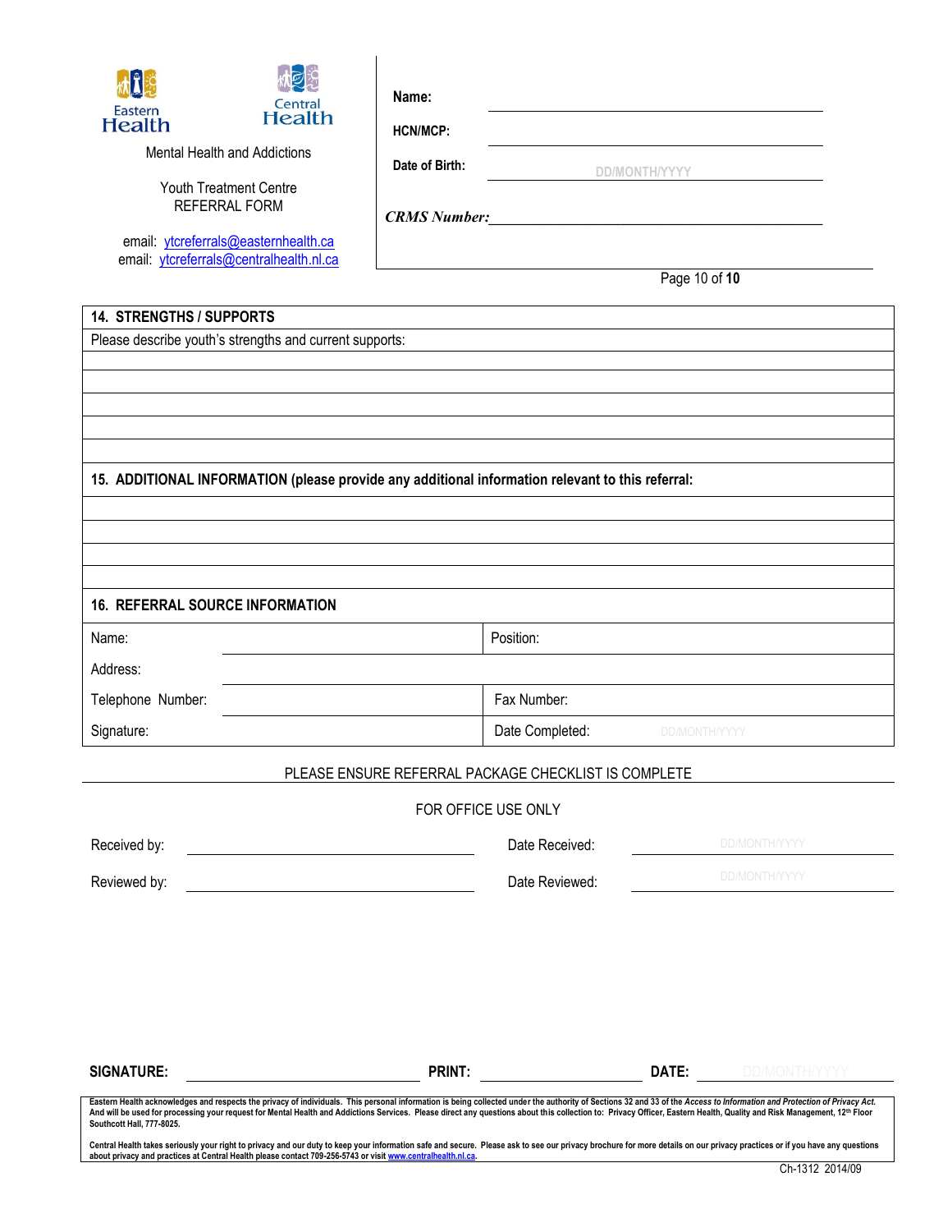Eastern Health | Central Health

Mental Health and Addictions

Youth Treatment Centre
REFERRAL FORM

email: ytcreferrals@easternhealth.ca
email: ytcreferrals@centralhealth.nl.ca

**Name:** ______________________

**HCN/MCP:** ______________________

**Date of Birth:** DD/MONTH/YYYY

***CRMS Number:*** ______________________

## 14. STRENGTHS / SUPPORTS

Please describe youth's strengths and current supports:

## 15. ADDITIONAL INFORMATION (please provide any additional information relevant to this referral:

## 16. REFERRAL SOURCE INFORMATION

| | | | |
|---|---|---|---|
| Name: | | Position: | |
| Address: | | | |
| Telephone Number: | | Fax Number: | |
| Signature: | | Date Completed: | DD/MONTH/YYYY |

PLEASE ENSURE REFERRAL PACKAGE CHECKLIST IS COMPLETE

FOR OFFICE USE ONLY

| | | | |
|---|---|---|---|
| Received by: | | Date Received: | DD/MONTH/YYYY |
| Reviewed by: | | Date Reviewed: | DD/MONTH/YYYY |

**SIGNATURE:** ______________ **PRINT:** ______________ **DATE:** DD/MONTH/YYYY

Eastern Health acknowledges and respects the privacy of individuals. This personal information is being collected under the authority of Sections 32 and 33 of the *Access to Information and Protection of Privacy Act.* And will be used for processing your request for Mental Health and Addictions Services. Please direct any questions about this collection to: Privacy Officer, Eastern Health, Quality and Risk Management, 12th Floor Southcott Hall, 777-8025.

Central Health takes seriously your right to privacy and our duty to keep your information safe and secure. Please ask to see our privacy brochure for more details on our privacy practices or if you have any questions about privacy and practices at Central Health please contact 709-256-5743 or visit www.centralhealth.nl.ca.

Ch-1312 2014/09